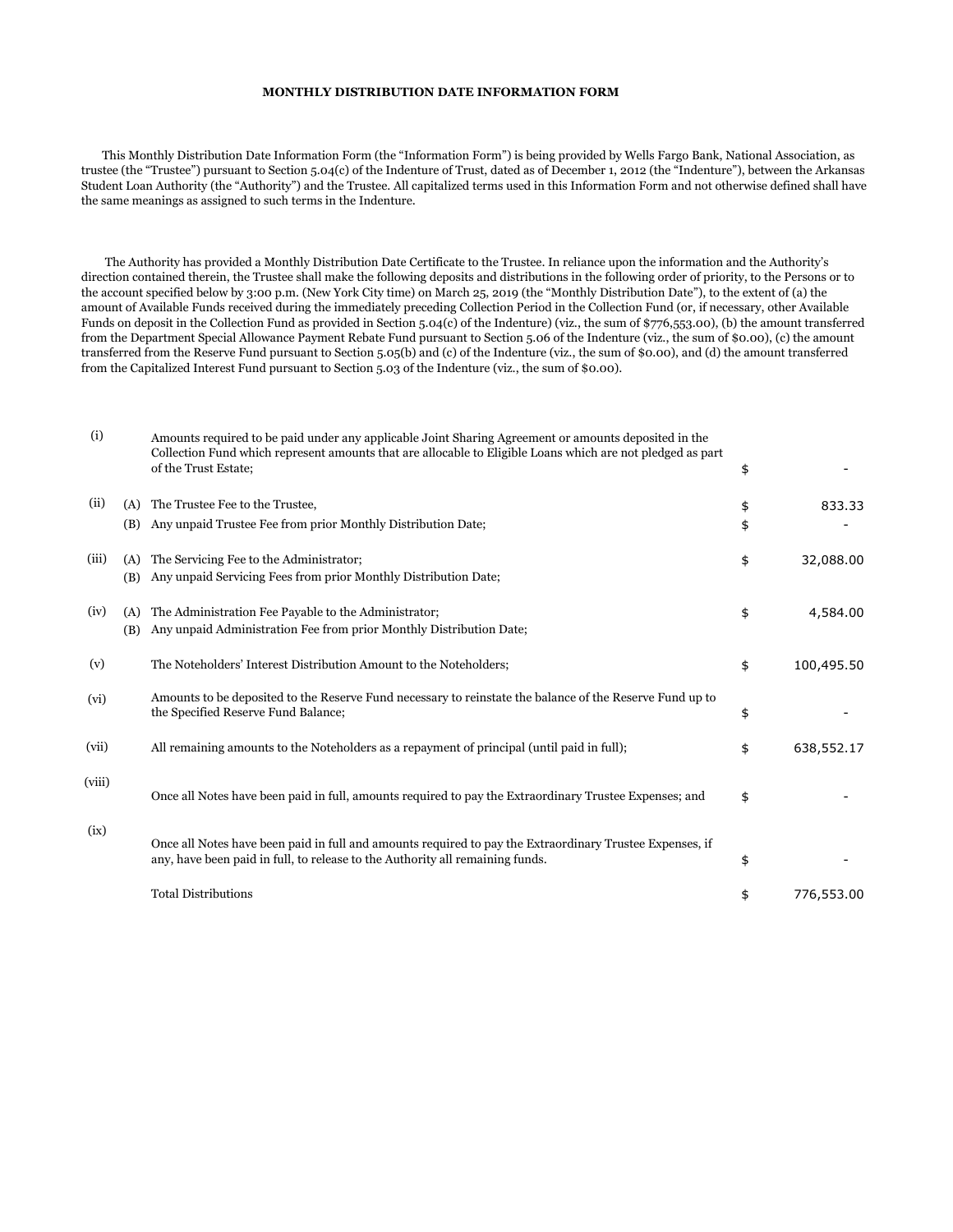# MONTHLY DISTRIBUTION DATE INFORMATION FORM

This Monthly Distribution Date Information Form (the "Information Form") is being provided by Wells Fargo Bank, National Association, as trustee (the "Trustee") pursuant to Section 5.04(c) of the Indenture of Trust, dated as of December 1, 2012 (the "Indenture"), between the Arkansas Student Loan Authority (the "Authority") and the Trustee. All capitalized terms used in this Information Form and not otherwise defined shall have the same meanings as assigned to such terms in the Indenture.

The Authority has provided a Monthly Distribution Date Certificate to the Trustee. In reliance upon the information and the Authority's direction contained therein, the Trustee shall make the following deposits and distributions in the following order of priority, to the Persons or to the account specified below by 3:00 p.m. (New York City time) on March 25, 2019 (the "Monthly Distribution Date"), to the extent of (a) the amount of Available Funds received during the immediately preceding Collection Period in the Collection Fund (or, if necessary, other Available Funds on deposit in the Collection Fund as provided in Section 5.04(c) of the Indenture) (viz., the sum of $776,553.00), (b) the amount transferred from the Department Special Allowance Payment Rebate Fund pursuant to Section 5.06 of the Indenture (viz., the sum of $0.00), (c) the amount transferred from the Reserve Fund pursuant to Section 5.05(b) and (c) of the Indenture (viz., the sum of $0.00), and (d) the amount transferred from the Capitalized Interest Fund pursuant to Section 5.03 of the Indenture (viz., the sum of $0.00).

| | | | | |
|---|---|---|---|---|
| (i) | | Amounts required to be paid under any applicable Joint Sharing Agreement or amounts deposited in the Collection Fund which represent amounts that are allocable to Eligible Loans which are not pledged as part of the Trust Estate; | $ | - |
| (ii) | (A) | The Trustee Fee to the Trustee, | $ | 833.33 |
| | (B) | Any unpaid Trustee Fee from prior Monthly Distribution Date; | $ | - |
| (iii) | (A) | The Servicing Fee to the Administrator; | $ | 32,088.00 |
| | (B) | Any unpaid Servicing Fees from prior Monthly Distribution Date; | | |
| (iv) | (A) | The Administration Fee Payable to the Administrator; | $ | 4,584.00 |
| | (B) | Any unpaid Administration Fee from prior Monthly Distribution Date; | | |
| (v) | | The Noteholders' Interest Distribution Amount to the Noteholders; | $ | 100,495.50 |
| (vi) | | Amounts to be deposited to the Reserve Fund necessary to reinstate the balance of the Reserve Fund up to the Specified Reserve Fund Balance; | $ | - |
| (vii) | | All remaining amounts to the Noteholders as a repayment of principal (until paid in full); | $ | 638,552.17 |
| (viii) | | Once all Notes have been paid in full, amounts required to pay the Extraordinary Trustee Expenses; and | $ | - |
| (ix) | | Once all Notes have been paid in full and amounts required to pay the Extraordinary Trustee Expenses, if any, have been paid in full, to release to the Authority all remaining funds. | $ | - |
| | | Total Distributions | $ | 776,553.00 |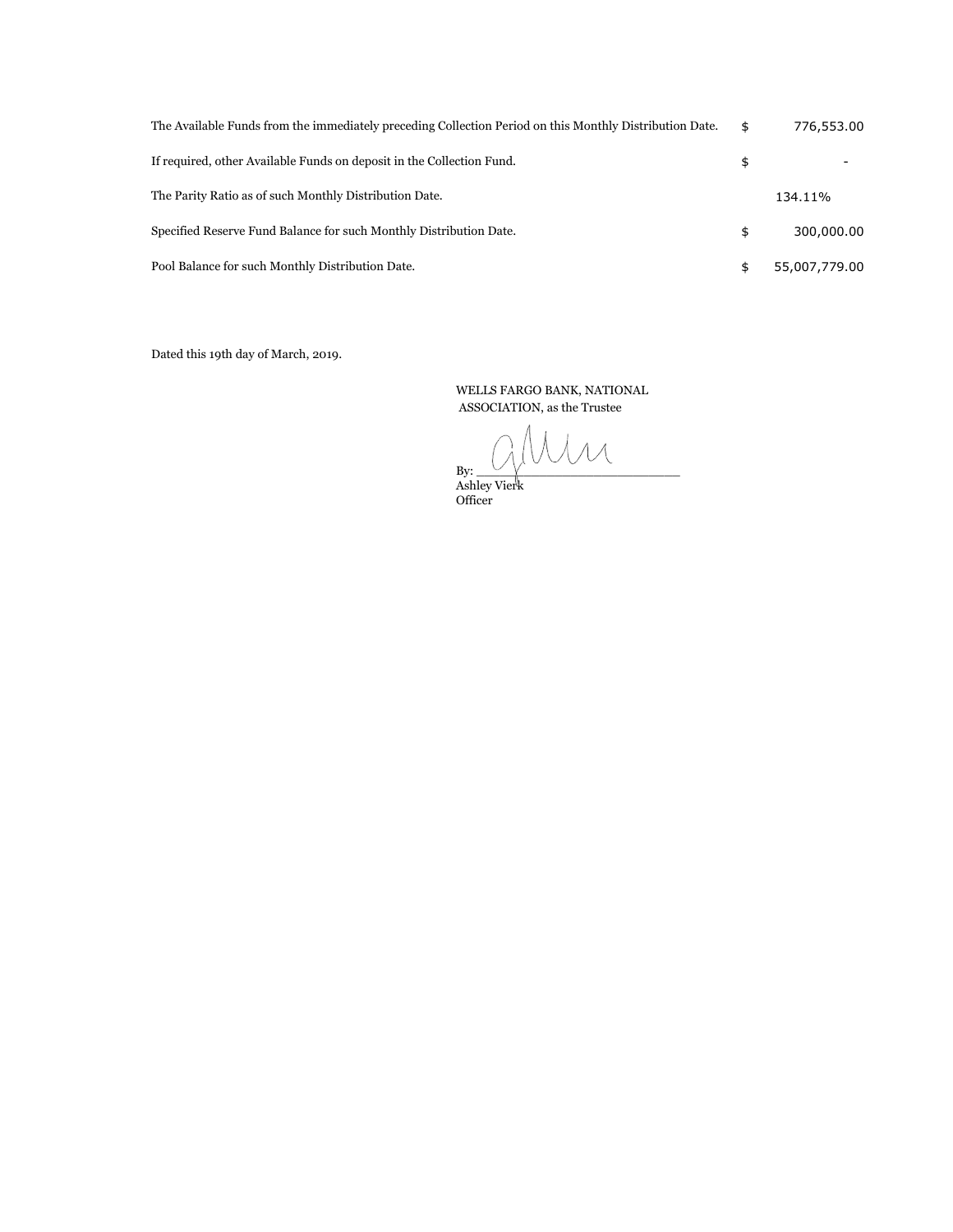| | | |
|---|---|---|
| The Available Funds from the immediately preceding Collection Period on this Monthly Distribution Date. | $ | 776,553.00 |
| If required, other Available Funds on deposit in the Collection Fund. | $ | - |
| The Parity Ratio as of such Monthly Distribution Date. | | 134.11% |
| Specified Reserve Fund Balance for such Monthly Distribution Date. | $ | 300,000.00 |
| Pool Balance for such Monthly Distribution Date. | $ | 55,007,779.00 |

Dated this 19th day of March, 2019.

WELLS FARGO BANK, NATIONAL ASSOCIATION, as the Trustee

By: \_\_\_\_\_\_\_\_\_\_\_\_\_\_\_\_\_\_\_\_\_\_\_\_\_\_\_\_
Ashley Vierk
Officer